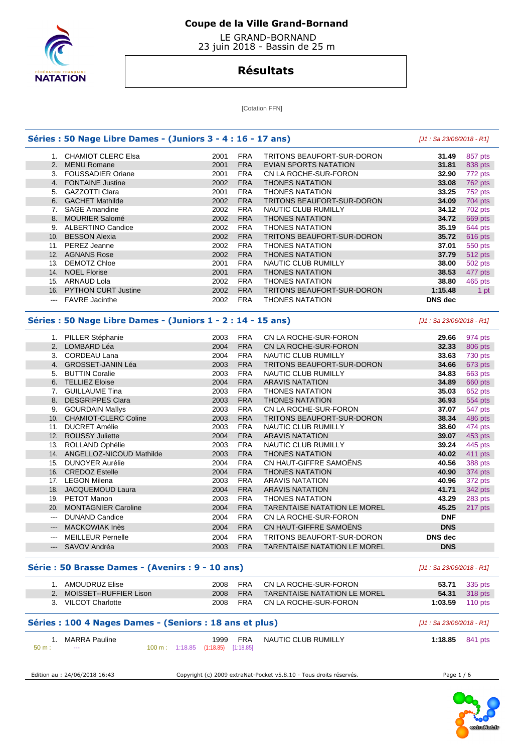# Coupe de la Ville Grand-Bornand

LE GRAND-BORNAND
23 juin 2018 - Bassin de 25 m

## Résultats

[Cotation FFN]

### Séries : 50 Nage Libre Dames - (Juniors 3 - 4 : 16 - 17 ans)

*[J1 : Sa 23/06/2018 - R1]*

| | | | | | | |
|---|---|---|---|---|---|---|
| 1. | CHAMIOT CLERC Elsa | 2001 | FRA | TRITONS BEAUFORT-SUR-DORON | 31.49 | 857 pts |
| 2. | MENU Romane | 2001 | FRA | EVIAN SPORTS NATATION | 31.81 | 838 pts |
| 3. | FOUSSADIER Oriane | 2001 | FRA | CN LA ROCHE-SUR-FORON | 32.90 | 772 pts |
| 4. | FONTAINE Justine | 2002 | FRA | THONES NATATION | 33.08 | 762 pts |
| 5. | GAZZOTTI Clara | 2001 | FRA | THONES NATATION | 33.25 | 752 pts |
| 6. | GACHET Mathilde | 2002 | FRA | TRITONS BEAUFORT-SUR-DORON | 34.09 | 704 pts |
| 7. | SAGE Amandine | 2002 | FRA | NAUTIC CLUB RUMILLY | 34.12 | 702 pts |
| 8. | MOURIER Salomé | 2002 | FRA | THONES NATATION | 34.72 | 669 pts |
| 9. | ALBERTINO Candice | 2002 | FRA | THONES NATATION | 35.19 | 644 pts |
| 10. | BESSON Alexia | 2002 | FRA | TRITONS BEAUFORT-SUR-DORON | 35.72 | 616 pts |
| 11. | PEREZ Jeanne | 2002 | FRA | THONES NATATION | 37.01 | 550 pts |
| 12. | AGNANS Rose | 2002 | FRA | THONES NATATION | 37.79 | 512 pts |
| 13. | DEMOTZ Chloe | 2001 | FRA | NAUTIC CLUB RUMILLY | 38.00 | 502 pts |
| 14. | NOEL Florise | 2001 | FRA | THONES NATATION | 38.53 | 477 pts |
| 15. | ARNAUD Lola | 2002 | FRA | THONES NATATION | 38.80 | 465 pts |
| 16. | PYTHON CURT Justine | 2002 | FRA | TRITONS BEAUFORT-SUR-DORON | 1:15.48 | 1 pt |
| --- | FAVRE Jacinthe | 2002 | FRA | THONES NATATION | DNS dec | |

### Séries : 50 Nage Libre Dames - (Juniors 1 - 2 : 14 - 15 ans)

*[J1 : Sa 23/06/2018 - R1]*

| | | | | | | |
|---|---|---|---|---|---|---|
| 1. | PILLER Stéphanie | 2003 | FRA | CN LA ROCHE-SUR-FORON | 29.66 | 974 pts |
| 2. | LOMBARD Léa | 2004 | FRA | CN LA ROCHE-SUR-FORON | 32.33 | 806 pts |
| 3. | CORDEAU Lana | 2004 | FRA | NAUTIC CLUB RUMILLY | 33.63 | 730 pts |
| 4. | GROSSET-JANIN Léa | 2003 | FRA | TRITONS BEAUFORT-SUR-DORON | 34.66 | 673 pts |
| 5. | BUTTIN Coralie | 2003 | FRA | NAUTIC CLUB RUMILLY | 34.83 | 663 pts |
| 6. | TELLIEZ Eloise | 2004 | FRA | ARAVIS NATATION | 34.89 | 660 pts |
| 7. | GUILLAUME Tina | 2003 | FRA | THONES NATATION | 35.03 | 652 pts |
| 8. | DESGRIPPES Clara | 2003 | FRA | THONES NATATION | 36.93 | 554 pts |
| 9. | GOURDAIN Maïlys | 2003 | FRA | CN LA ROCHE-SUR-FORON | 37.07 | 547 pts |
| 10. | CHAMIOT-CLERC Coline | 2003 | FRA | TRITONS BEAUFORT-SUR-DORON | 38.34 | 486 pts |
| 11. | DUCRET Amélie | 2003 | FRA | NAUTIC CLUB RUMILLY | 38.60 | 474 pts |
| 12. | ROUSSY Juliette | 2004 | FRA | ARAVIS NATATION | 39.07 | 453 pts |
| 13. | ROLLAND Ophélie | 2003 | FRA | NAUTIC CLUB RUMILLY | 39.24 | 445 pts |
| 14. | ANGELLOZ-NICOUD Mathilde | 2003 | FRA | THONES NATATION | 40.02 | 411 pts |
| 15. | DUNOYER Aurélie | 2004 | FRA | CN HAUT-GIFFRE SAMOËNS | 40.56 | 388 pts |
| 16. | CREDOZ Estelle | 2004 | FRA | THONES NATATION | 40.90 | 374 pts |
| 17. | LEGON Milena | 2003 | FRA | ARAVIS NATATION | 40.96 | 372 pts |
| 18. | JACQUEMOUD Laura | 2004 | FRA | ARAVIS NATATION | 41.71 | 342 pts |
| 19. | PETOT Manon | 2003 | FRA | THONES NATATION | 43.29 | 283 pts |
| 20. | MONTAGNIER Caroline | 2004 | FRA | TARENTAISE NATATION LE MOREL | 45.25 | 217 pts |
| --- | DUNAND Candice | 2004 | FRA | CN LA ROCHE-SUR-FORON | DNF | |
| --- | MACKOWIAK Inès | 2004 | FRA | CN HAUT-GIFFRE SAMOËNS | DNS | |
| --- | MEILLEUR Pernelle | 2004 | FRA | TRITONS BEAUFORT-SUR-DORON | DNS dec | |
| --- | SAVOV Andréa | 2003 | FRA | TARENTAISE NATATION LE MOREL | DNS | |

### Série : 50 Brasse Dames - (Avenirs : 9 - 10 ans)

*[J1 : Sa 23/06/2018 - R1]*

| | | | | | | |
|---|---|---|---|---|---|---|
| 1. | AMOUDRUZ Elise | 2008 | FRA | CN LA ROCHE-SUR-FORON | 53.71 | 335 pts |
| 2. | MOISSET--RUFFIER Lison | 2008 | FRA | TARENTAISE NATATION LE MOREL | 54.31 | 318 pts |
| 3. | VILCOT Charlotte | 2008 | FRA | CN LA ROCHE-SUR-FORON | 1:03.59 | 110 pts |

### Séries : 100 4 Nages Dames - (Seniors : 18 ans et plus)

*[J1 : Sa 23/06/2018 - R1]*

| | | | | | | |
|---|---|---|---|---|---|---|
| 1. | MARRA Pauline | 1999 | FRA | NAUTIC CLUB RUMILLY | 1:18.85 | 841 pts |

50 m : --- 100 m : 1:18.85 (1:18.85) [1:18.85]

Edition au : 24/06/2018 16:43 — Copyright (c) 2009 extraNat-Pocket v5.8.10 - Tous droits réservés.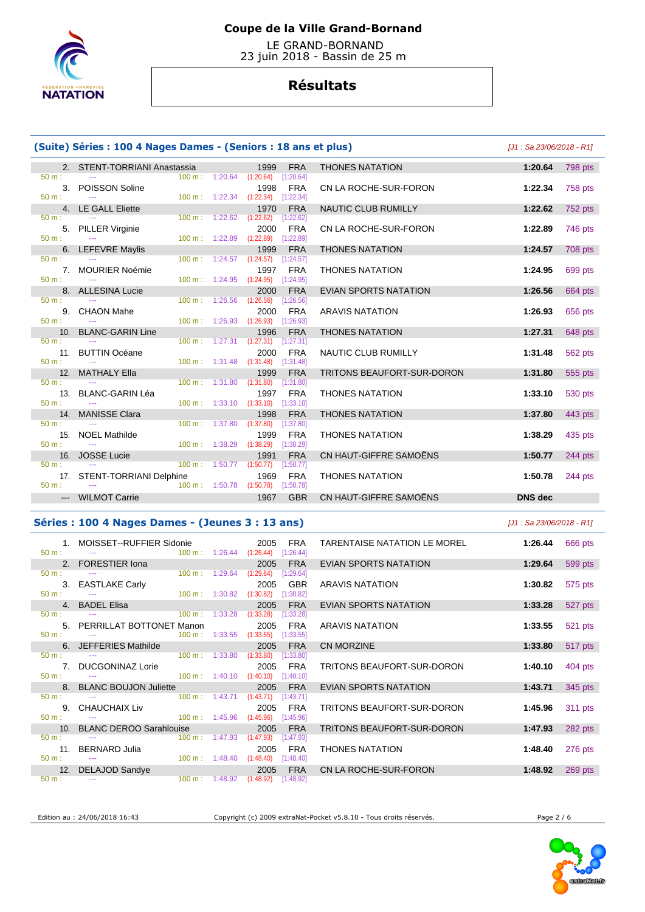# Coupe de la Ville Grand-Bornand

LE GRAND-BORNAND
23 juin 2018 - Bassin de 25 m

## Résultats

### (Suite) Séries : 100 4 Nages Dames - (Seniors : 18 ans et plus)

*[J1 : Sa 23/06/2018 - R1]*

| Place | Nom | Année | Nat. | Club | Temps | Points |
|---|---|---|---|---|---|---|
| 2. | STENT-TORRIANI Anastassia | 1999 | FRA | THONES NATATION | 1:20.64 | 798 pts |
| | 50 m : --- 100 m : 1:20.64 (1:20.64) [1:20.64] | | | | | |
| 3. | POISSON Soline | 1998 | FRA | CN LA ROCHE-SUR-FORON | 1:22.34 | 758 pts |
| | 50 m : --- 100 m : 1:22.34 (1:22.34) [1:22.34] | | | | | |
| 4. | LE GALL Eliette | 1970 | FRA | NAUTIC CLUB RUMILLY | 1:22.62 | 752 pts |
| | 50 m : --- 100 m : 1:22.62 (1:22.62) [1:22.62] | | | | | |
| 5. | PILLER Virginie | 2000 | FRA | CN LA ROCHE-SUR-FORON | 1:22.89 | 746 pts |
| | 50 m : --- 100 m : 1:22.89 (1:22.89) [1:22.89] | | | | | |
| 6. | LEFEVRE Maylis | 1999 | FRA | THONES NATATION | 1:24.57 | 708 pts |
| | 50 m : --- 100 m : 1:24.57 (1:24.57) [1:24.57] | | | | | |
| 7. | MOURIER Noémie | 1997 | FRA | THONES NATATION | 1:24.95 | 699 pts |
| | 50 m : --- 100 m : 1:24.95 (1:24.95) [1:24.95] | | | | | |
| 8. | ALLESINA Lucie | 2000 | FRA | EVIAN SPORTS NATATION | 1:26.56 | 664 pts |
| | 50 m : --- 100 m : 1:26.56 (1:26.56) [1:26.56] | | | | | |
| 9. | CHAON Mahe | 2000 | FRA | ARAVIS NATATION | 1:26.93 | 656 pts |
| | 50 m : --- 100 m : 1:26.93 (1:26.93) [1:26.93] | | | | | |
| 10. | BLANC-GARIN Line | 1996 | FRA | THONES NATATION | 1:27.31 | 648 pts |
| | 50 m : --- 100 m : 1:27.31 (1:27.31) [1:27.31] | | | | | |
| 11. | BUTTIN Océane | 2000 | FRA | NAUTIC CLUB RUMILLY | 1:31.48 | 562 pts |
| | 50 m : --- 100 m : 1:31.48 (1:31.48) [1:31.48] | | | | | |
| 12. | MATHALY Ella | 1999 | FRA | TRITONS BEAUFORT-SUR-DORON | 1:31.80 | 555 pts |
| | 50 m : --- 100 m : 1:31.80 (1:31.80) [1:31.80] | | | | | |
| 13. | BLANC-GARIN Léa | 1997 | FRA | THONES NATATION | 1:33.10 | 530 pts |
| | 50 m : --- 100 m : 1:33.10 (1:33.10) [1:33.10] | | | | | |
| 14. | MANISSE Clara | 1998 | FRA | THONES NATATION | 1:37.80 | 443 pts |
| | 50 m : --- 100 m : 1:37.80 (1:37.80) [1:37.80] | | | | | |
| 15. | NOEL Mathilde | 1999 | FRA | THONES NATATION | 1:38.29 | 435 pts |
| | 50 m : --- 100 m : 1:38.29 (1:38.29) [1:38.29] | | | | | |
| 16. | JOSSE Lucie | 1991 | FRA | CN HAUT-GIFFRE SAMOËNS | 1:50.77 | 244 pts |
| | 50 m : --- 100 m : 1:50.77 (1:50.77) [1:50.77] | | | | | |
| 17. | STENT-TORRIANI Delphine | 1969 | FRA | THONES NATATION | 1:50.78 | 244 pts |
| | 50 m : --- 100 m : 1:50.78 (1:50.78) [1:50.78] | | | | | |
| --- | WILMOT Carrie | 1967 | GBR | CN HAUT-GIFFRE SAMOËNS | DNS dec | |

### Séries : 100 4 Nages Dames - (Jeunes 3 : 13 ans)

*[J1 : Sa 23/06/2018 - R1]*

| Place | Nom | Année | Nat. | Club | Temps | Points |
|---|---|---|---|---|---|---|
| 1. | MOISSET--RUFFIER Sidonie | 2005 | FRA | TARENTAISE NATATION LE MOREL | 1:26.44 | 666 pts |
| | 50 m : --- 100 m : 1:26.44 (1:26.44) [1:26.44] | | | | | |
| 2. | FORESTIER Iona | 2005 | FRA | EVIAN SPORTS NATATION | 1:29.64 | 599 pts |
| | 50 m : --- 100 m : 1:29.64 (1:29.64) [1:29.64] | | | | | |
| 3. | EASTLAKE Carly | 2005 | GBR | ARAVIS NATATION | 1:30.82 | 575 pts |
| | 50 m : --- 100 m : 1:30.82 (1:30.82) [1:30.82] | | | | | |
| 4. | BADEL Elisa | 2005 | FRA | EVIAN SPORTS NATATION | 1:33.28 | 527 pts |
| | 50 m : --- 100 m : 1:33.28 (1:33.28) [1:33.28] | | | | | |
| 5. | PERRILLAT BOTTONET Manon | 2005 | FRA | ARAVIS NATATION | 1:33.55 | 521 pts |
| | 50 m : --- 100 m : 1:33.55 (1:33.55) [1:33.55] | | | | | |
| 6. | JEFFERIES Mathilde | 2005 | FRA | CN MORZINE | 1:33.80 | 517 pts |
| | 50 m : --- 100 m : 1:33.80 (1:33.80) [1:33.80] | | | | | |
| 7. | DUCGONINAZ Lorie | 2005 | FRA | TRITONS BEAUFORT-SUR-DORON | 1:40.10 | 404 pts |
| | 50 m : --- 100 m : 1:40.10 (1:40.10) [1:40.10] | | | | | |
| 8. | BLANC BOUJON Juliette | 2005 | FRA | EVIAN SPORTS NATATION | 1:43.71 | 345 pts |
| | 50 m : --- 100 m : 1:43.71 (1:43.71) [1:43.71] | | | | | |
| 9. | CHAUCHAIX Liv | 2005 | FRA | TRITONS BEAUFORT-SUR-DORON | 1:45.96 | 311 pts |
| | 50 m : --- 100 m : 1:45.96 (1:45.96) [1:45.96] | | | | | |
| 10. | BLANC DEROO Sarahlouise | 2005 | FRA | TRITONS BEAUFORT-SUR-DORON | 1:47.93 | 282 pts |
| | 50 m : --- 100 m : 1:47.93 (1:47.93) [1:47.93] | | | | | |
| 11. | BERNARD Julia | 2005 | FRA | THONES NATATION | 1:48.40 | 276 pts |
| | 50 m : --- 100 m : 1:48.40 (1:48.40) [1:48.40] | | | | | |
| 12. | DELAJOD Sandye | 2005 | FRA | CN LA ROCHE-SUR-FORON | 1:48.92 | 269 pts |
| | 50 m : --- 100 m : 1:48.92 (1:48.92) [1:48.92] | | | | | |

Edition au : 24/06/2018 16:43 — Copyright (c) 2009 extraNat-Pocket v5.8.10 - Tous droits réservés.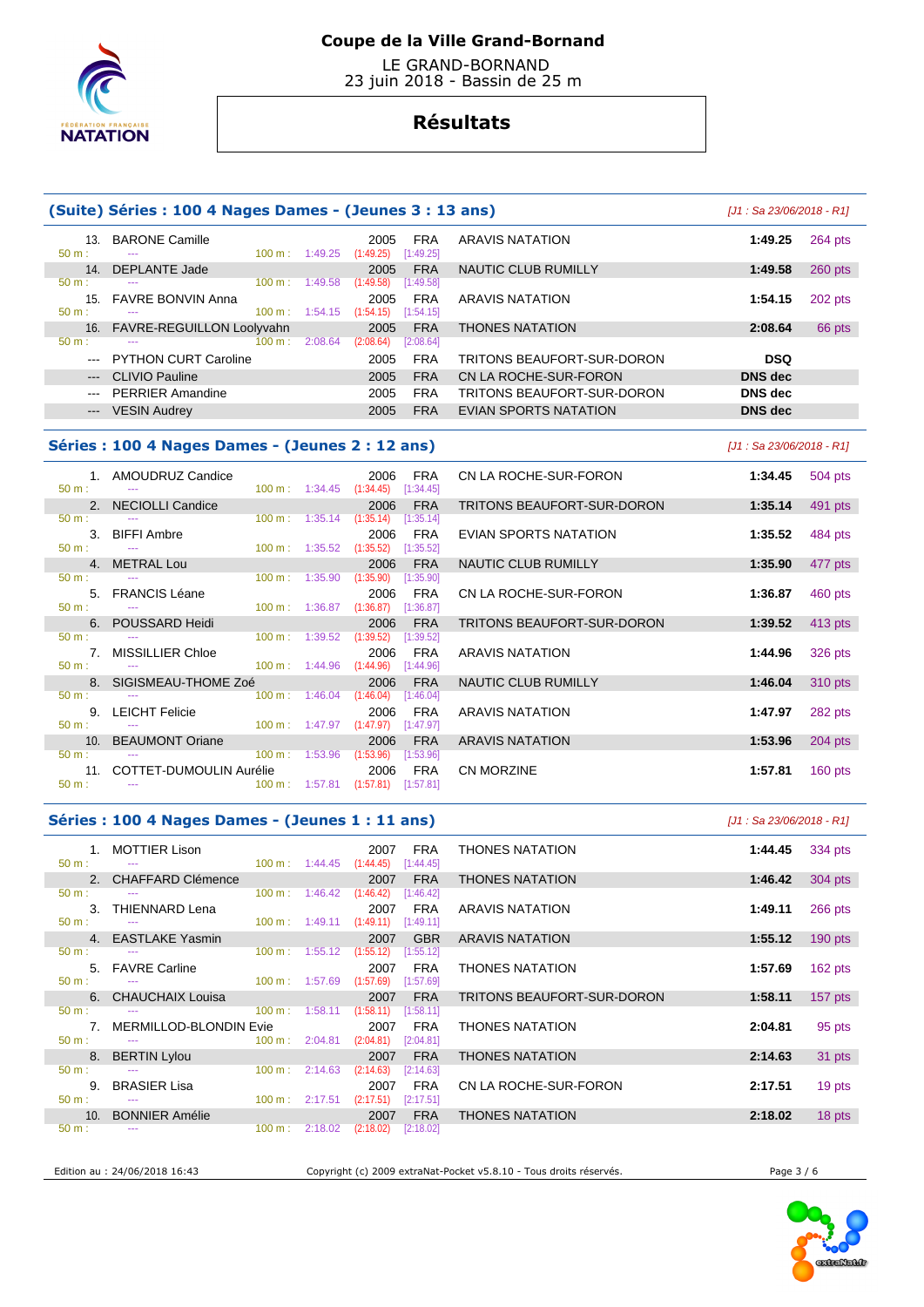# Coupe de la Ville Grand-Bornand

LE GRAND-BORNAND
23 juin 2018 - Bassin de 25 m

## Résultats

### (Suite) Séries : 100 4 Nages Dames - (Jeunes 3 : 13 ans)

*[J1 : Sa 23/06/2018 - R1]*

| Rang | Nom | Année | Nat. | Club | Temps | Points |
|---|---|---|---|---|---|---|
| 13. | BARONE Camille | 2005 | FRA | ARAVIS NATATION | 1:49.25 | 264 pts |
| | 50 m : --- 100 m : 1:49.25 (1:49.25) [1:49.25] | | | | | |
| 14. | DEPLANTE Jade | 2005 | FRA | NAUTIC CLUB RUMILLY | 1:49.58 | 260 pts |
| | 50 m : --- 100 m : 1:49.58 (1:49.58) [1:49.58] | | | | | |
| 15. | FAVRE BONVIN Anna | 2005 | FRA | ARAVIS NATATION | 1:54.15 | 202 pts |
| | 50 m : --- 100 m : 1:54.15 (1:54.15) [1:54.15] | | | | | |
| 16. | FAVRE-REGUILLON Loolyvahn | 2005 | FRA | THONES NATATION | 2:08.64 | 66 pts |
| | 50 m : --- 100 m : 2:08.64 (2:08.64) [2:08.64] | | | | | |
| --- | PYTHON CURT Caroline | 2005 | FRA | TRITONS BEAUFORT-SUR-DORON | DSQ | |
| --- | CLIVIO Pauline | 2005 | FRA | CN LA ROCHE-SUR-FORON | DNS dec | |
| --- | PERRIER Amandine | 2005 | FRA | TRITONS BEAUFORT-SUR-DORON | DNS dec | |
| --- | VESIN Audrey | 2005 | FRA | EVIAN SPORTS NATATION | DNS dec | |

### Séries : 100 4 Nages Dames - (Jeunes 2 : 12 ans)

*[J1 : Sa 23/06/2018 - R1]*

| Rang | Nom | Année | Nat. | Club | Temps | Points |
|---|---|---|---|---|---|---|
| 1. | AMOUDRUZ Candice | 2006 | FRA | CN LA ROCHE-SUR-FORON | 1:34.45 | 504 pts |
| | 50 m : --- 100 m : 1:34.45 (1:34.45) [1:34.45] | | | | | |
| 2. | NECIOLLI Candice | 2006 | FRA | TRITONS BEAUFORT-SUR-DORON | 1:35.14 | 491 pts |
| | 50 m : --- 100 m : 1:35.14 (1:35.14) [1:35.14] | | | | | |
| 3. | BIFFI Ambre | 2006 | FRA | EVIAN SPORTS NATATION | 1:35.52 | 484 pts |
| | 50 m : --- 100 m : 1:35.52 (1:35.52) [1:35.52] | | | | | |
| 4. | METRAL Lou | 2006 | FRA | NAUTIC CLUB RUMILLY | 1:35.90 | 477 pts |
| | 50 m : --- 100 m : 1:35.90 (1:35.90) [1:35.90] | | | | | |
| 5. | FRANCIS Léane | 2006 | FRA | CN LA ROCHE-SUR-FORON | 1:36.87 | 460 pts |
| | 50 m : --- 100 m : 1:36.87 (1:36.87) [1:36.87] | | | | | |
| 6. | POUSSARD Heidi | 2006 | FRA | TRITONS BEAUFORT-SUR-DORON | 1:39.52 | 413 pts |
| | 50 m : --- 100 m : 1:39.52 (1:39.52) [1:39.52] | | | | | |
| 7. | MISSILLIER Chloe | 2006 | FRA | ARAVIS NATATION | 1:44.96 | 326 pts |
| | 50 m : --- 100 m : 1:44.96 (1:44.96) [1:44.96] | | | | | |
| 8. | SIGISMEAU-THOME Zoé | 2006 | FRA | NAUTIC CLUB RUMILLY | 1:46.04 | 310 pts |
| | 50 m : --- 100 m : 1:46.04 (1:46.04) [1:46.04] | | | | | |
| 9. | LEICHT Felicie | 2006 | FRA | ARAVIS NATATION | 1:47.97 | 282 pts |
| | 50 m : --- 100 m : 1:47.97 (1:47.97) [1:47.97] | | | | | |
| 10. | BEAUMONT Oriane | 2006 | FRA | ARAVIS NATATION | 1:53.96 | 204 pts |
| | 50 m : --- 100 m : 1:53.96 (1:53.96) [1:53.96] | | | | | |
| 11. | COTTET-DUMOULIN Aurélie | 2006 | FRA | CN MORZINE | 1:57.81 | 160 pts |
| | 50 m : --- 100 m : 1:57.81 (1:57.81) [1:57.81] | | | | | |

### Séries : 100 4 Nages Dames - (Jeunes 1 : 11 ans)

*[J1 : Sa 23/06/2018 - R1]*

| Rang | Nom | Année | Nat. | Club | Temps | Points |
|---|---|---|---|---|---|---|
| 1. | MOTTIER Lison | 2007 | FRA | THONES NATATION | 1:44.45 | 334 pts |
| | 50 m : --- 100 m : 1:44.45 (1:44.45) [1:44.45] | | | | | |
| 2. | CHAFFARD Clémence | 2007 | FRA | THONES NATATION | 1:46.42 | 304 pts |
| | 50 m : --- 100 m : 1:46.42 (1:46.42) [1:46.42] | | | | | |
| 3. | THIENNARD Lena | 2007 | FRA | ARAVIS NATATION | 1:49.11 | 266 pts |
| | 50 m : --- 100 m : 1:49.11 (1:49.11) [1:49.11] | | | | | |
| 4. | EASTLAKE Yasmin | 2007 | GBR | ARAVIS NATATION | 1:55.12 | 190 pts |
| | 50 m : --- 100 m : 1:55.12 (1:55.12) [1:55.12] | | | | | |
| 5. | FAVRE Carline | 2007 | FRA | THONES NATATION | 1:57.69 | 162 pts |
| | 50 m : --- 100 m : 1:57.69 (1:57.69) [1:57.69] | | | | | |
| 6. | CHAUCHAIX Louisa | 2007 | FRA | TRITONS BEAUFORT-SUR-DORON | 1:58.11 | 157 pts |
| | 50 m : --- 100 m : 1:58.11 (1:58.11) [1:58.11] | | | | | |
| 7. | MERMILLOD-BLONDIN Evie | 2007 | FRA | THONES NATATION | 2:04.81 | 95 pts |
| | 50 m : --- 100 m : 2:04.81 (2:04.81) [2:04.81] | | | | | |
| 8. | BERTIN Lylou | 2007 | FRA | THONES NATATION | 2:14.63 | 31 pts |
| | 50 m : --- 100 m : 2:14.63 (2:14.63) [2:14.63] | | | | | |
| 9. | BRASIER Lisa | 2007 | FRA | CN LA ROCHE-SUR-FORON | 2:17.51 | 19 pts |
| | 50 m : --- 100 m : 2:17.51 (2:17.51) [2:17.51] | | | | | |
| 10. | BONNIER Amélie | 2007 | FRA | THONES NATATION | 2:18.02 | 18 pts |
| | 50 m : --- 100 m : 2:18.02 (2:18.02) [2:18.02] | | | | | |

Edition au : 24/06/2018 16:43 — Copyright (c) 2009 extraNat-Pocket v5.8.10 - Tous droits réservés.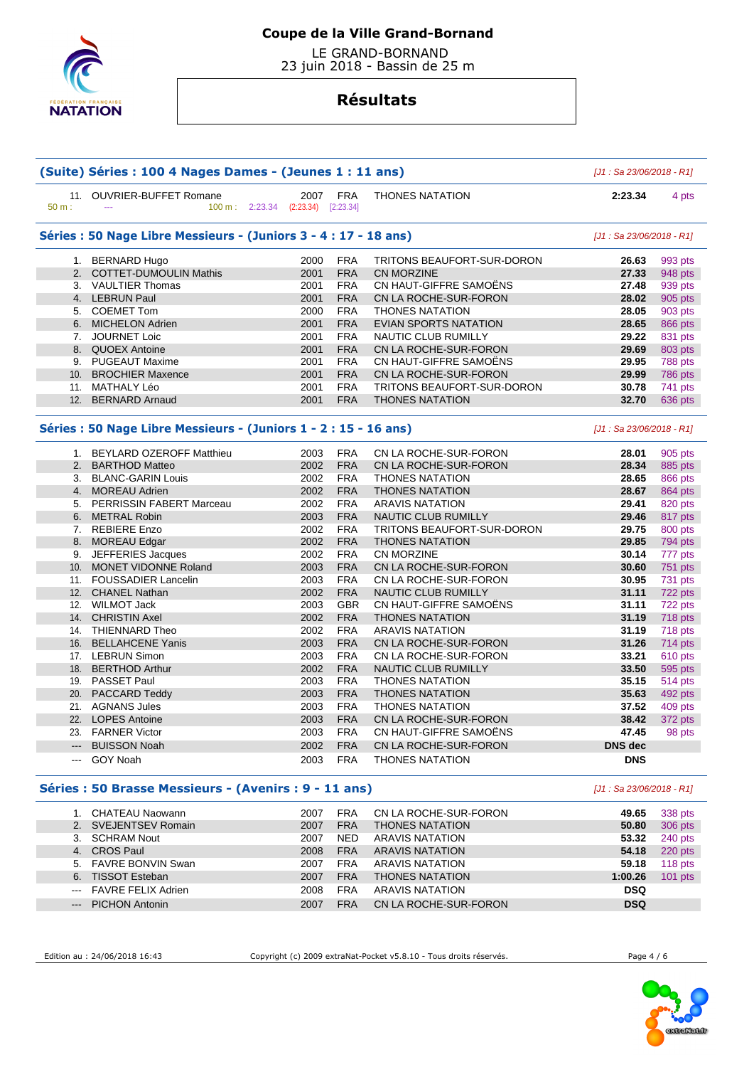# Coupe de la Ville Grand-Bornand

LE GRAND-BORNAND
23 juin 2018 - Bassin de 25 m

## Résultats

### (Suite) Séries : 100 4 Nages Dames - (Jeunes 1 : 11 ans)

*[J1 : Sa 23/06/2018 - R1]*

| | | | | | | |
|---|---|---|---|---|---|---|
| 11. | OUVRIER-BUFFET Romane | 2007 | FRA | THONES NATATION | 2:23.34 | 4 pts |
| 50 m : --- | 100 m : 2:23.34 (2:23.34) [2:23.34] | | | | | |

### Séries : 50 Nage Libre Messieurs - (Juniors 3 - 4 : 17 - 18 ans)

*[J1 : Sa 23/06/2018 - R1]*

| | | | | | | |
|---|---|---|---|---|---|---|
| 1. | BERNARD Hugo | 2000 | FRA | TRITONS BEAUFORT-SUR-DORON | 26.63 | 993 pts |
| 2. | COTTET-DUMOULIN Mathis | 2001 | FRA | CN MORZINE | 27.33 | 948 pts |
| 3. | VAULTIER Thomas | 2001 | FRA | CN HAUT-GIFFRE SAMOËNS | 27.48 | 939 pts |
| 4. | LEBRUN Paul | 2001 | FRA | CN LA ROCHE-SUR-FORON | 28.02 | 905 pts |
| 5. | COEMET Tom | 2000 | FRA | THONES NATATION | 28.05 | 903 pts |
| 6. | MICHELON Adrien | 2001 | FRA | EVIAN SPORTS NATATION | 28.65 | 866 pts |
| 7. | JOURNET Loic | 2001 | FRA | NAUTIC CLUB RUMILLY | 29.22 | 831 pts |
| 8. | QUOEX Antoine | 2001 | FRA | CN LA ROCHE-SUR-FORON | 29.69 | 803 pts |
| 9. | PUGEAUT Maxime | 2001 | FRA | CN HAUT-GIFFRE SAMOËNS | 29.95 | 788 pts |
| 10. | BROCHIER Maxence | 2001 | FRA | CN LA ROCHE-SUR-FORON | 29.99 | 786 pts |
| 11. | MATHALY Léo | 2001 | FRA | TRITONS BEAUFORT-SUR-DORON | 30.78 | 741 pts |
| 12. | BERNARD Arnaud | 2001 | FRA | THONES NATATION | 32.70 | 636 pts |

### Séries : 50 Nage Libre Messieurs - (Juniors 1 - 2 : 15 - 16 ans)

*[J1 : Sa 23/06/2018 - R1]*

| | | | | | | |
|---|---|---|---|---|---|---|
| 1. | BEYLARD OZEROFF Matthieu | 2003 | FRA | CN LA ROCHE-SUR-FORON | 28.01 | 905 pts |
| 2. | BARTHOD Matteo | 2002 | FRA | CN LA ROCHE-SUR-FORON | 28.34 | 885 pts |
| 3. | BLANC-GARIN Louis | 2002 | FRA | THONES NATATION | 28.65 | 866 pts |
| 4. | MOREAU Adrien | 2002 | FRA | THONES NATATION | 28.67 | 864 pts |
| 5. | PERRISSIN FABERT Marceau | 2002 | FRA | ARAVIS NATATION | 29.41 | 820 pts |
| 6. | METRAL Robin | 2003 | FRA | NAUTIC CLUB RUMILLY | 29.46 | 817 pts |
| 7. | REBIERE Enzo | 2002 | FRA | TRITONS BEAUFORT-SUR-DORON | 29.75 | 800 pts |
| 8. | MOREAU Edgar | 2002 | FRA | THONES NATATION | 29.85 | 794 pts |
| 9. | JEFFERIES Jacques | 2002 | FRA | CN MORZINE | 30.14 | 777 pts |
| 10. | MONET VIDONNE Roland | 2003 | FRA | CN LA ROCHE-SUR-FORON | 30.60 | 751 pts |
| 11. | FOUSSADIER Lancelin | 2003 | FRA | CN LA ROCHE-SUR-FORON | 30.95 | 731 pts |
| 12. | CHANEL Nathan | 2002 | FRA | NAUTIC CLUB RUMILLY | 31.11 | 722 pts |
| 12. | WILMOT Jack | 2003 | GBR | CN HAUT-GIFFRE SAMOËNS | 31.11 | 722 pts |
| 14. | CHRISTIN Axel | 2002 | FRA | THONES NATATION | 31.19 | 718 pts |
| 14. | THIENNARD Theo | 2002 | FRA | ARAVIS NATATION | 31.19 | 718 pts |
| 16. | BELLAHCENE Yanis | 2003 | FRA | CN LA ROCHE-SUR-FORON | 31.26 | 714 pts |
| 17. | LEBRUN Simon | 2003 | FRA | CN LA ROCHE-SUR-FORON | 33.21 | 610 pts |
| 18. | BERTHOD Arthur | 2002 | FRA | NAUTIC CLUB RUMILLY | 33.50 | 595 pts |
| 19. | PASSET Paul | 2003 | FRA | THONES NATATION | 35.15 | 514 pts |
| 20. | PACCARD Teddy | 2003 | FRA | THONES NATATION | 35.63 | 492 pts |
| 21. | AGNANS Jules | 2003 | FRA | THONES NATATION | 37.52 | 409 pts |
| 22. | LOPES Antoine | 2003 | FRA | CN LA ROCHE-SUR-FORON | 38.42 | 372 pts |
| 23. | FARNER Victor | 2003 | FRA | CN HAUT-GIFFRE SAMOËNS | 47.45 | 98 pts |
| --- | BUISSON Noah | 2002 | FRA | CN LA ROCHE-SUR-FORON | DNS dec | |
| --- | GOY Noah | 2003 | FRA | THONES NATATION | DNS | |

### Séries : 50 Brasse Messieurs - (Avenirs : 9 - 11 ans)

*[J1 : Sa 23/06/2018 - R1]*

| | | | | | | |
|---|---|---|---|---|---|---|
| 1. | CHATEAU Naowann | 2007 | FRA | CN LA ROCHE-SUR-FORON | 49.65 | 338 pts |
| 2. | SVEJENTSEV Romain | 2007 | FRA | THONES NATATION | 50.80 | 306 pts |
| 3. | SCHRAM Nout | 2007 | NED | ARAVIS NATATION | 53.32 | 240 pts |
| 4. | CROS Paul | 2008 | FRA | ARAVIS NATATION | 54.18 | 220 pts |
| 5. | FAVRE BONVIN Swan | 2007 | FRA | ARAVIS NATATION | 59.18 | 118 pts |
| 6. | TISSOT Esteban | 2007 | FRA | THONES NATATION | 1:00.26 | 101 pts |
| --- | FAVRE FELIX Adrien | 2008 | FRA | ARAVIS NATATION | DSQ | |
| --- | PICHON Antonin | 2007 | FRA | CN LA ROCHE-SUR-FORON | DSQ | |

Edition au : 24/06/2018 16:43 Copyright (c) 2009 extraNat-Pocket v5.8.10 - Tous droits réservés.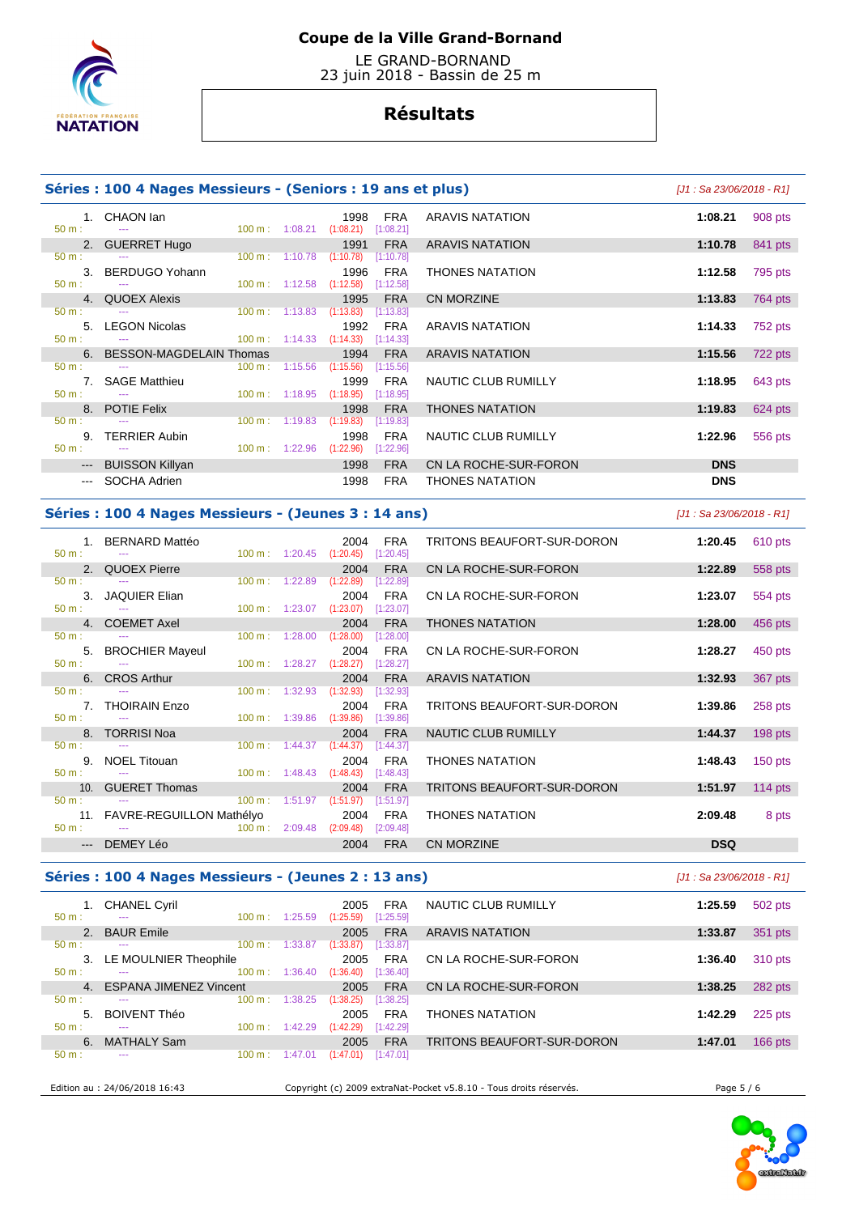# Coupe de la Ville Grand-Bornand

LE GRAND-BORNAND
23 juin 2018 - Bassin de 25 m

## Résultats

### Séries : 100 4 Nages Messieurs - (Seniors : 19 ans et plus)

*[J1 : Sa 23/06/2018 - R1]*

| Rang | Nom | Année | Nat. | Club | Temps | Points |
|---|---|---|---|---|---|---|
| 1. | CHAON Ian | 1998 | FRA | ARAVIS NATATION | 1:08.21 | 908 pts |
| | 50 m : --- 100 m : 1:08.21 (1:08.21) [1:08.21] | | | | | |
| 2. | GUERRET Hugo | 1991 | FRA | ARAVIS NATATION | 1:10.78 | 841 pts |
| | 50 m : --- 100 m : 1:10.78 (1:10.78) [1:10.78] | | | | | |
| 3. | BERDUGO Yohann | 1996 | FRA | THONES NATATION | 1:12.58 | 795 pts |
| | 50 m : --- 100 m : 1:12.58 (1:12.58) [1:12.58] | | | | | |
| 4. | QUOEX Alexis | 1995 | FRA | CN MORZINE | 1:13.83 | 764 pts |
| | 50 m : --- 100 m : 1:13.83 (1:13.83) [1:13.83] | | | | | |
| 5. | LEGON Nicolas | 1992 | FRA | ARAVIS NATATION | 1:14.33 | 752 pts |
| | 50 m : --- 100 m : 1:14.33 (1:14.33) [1:14.33] | | | | | |
| 6. | BESSON-MAGDELAIN Thomas | 1994 | FRA | ARAVIS NATATION | 1:15.56 | 722 pts |
| | 50 m : --- 100 m : 1:15.56 (1:15.56) [1:15.56] | | | | | |
| 7. | SAGE Matthieu | 1999 | FRA | NAUTIC CLUB RUMILLY | 1:18.95 | 643 pts |
| | 50 m : --- 100 m : 1:18.95 (1:18.95) [1:18.95] | | | | | |
| 8. | POTIE Felix | 1998 | FRA | THONES NATATION | 1:19.83 | 624 pts |
| | 50 m : --- 100 m : 1:19.83 (1:19.83) [1:19.83] | | | | | |
| 9. | TERRIER Aubin | 1998 | FRA | NAUTIC CLUB RUMILLY | 1:22.96 | 556 pts |
| | 50 m : --- 100 m : 1:22.96 (1:22.96) [1:22.96] | | | | | |
| --- | BUISSON Killyan | 1998 | FRA | CN LA ROCHE-SUR-FORON | DNS | |
| --- | SOCHA Adrien | 1998 | FRA | THONES NATATION | DNS | |

### Séries : 100 4 Nages Messieurs - (Jeunes 3 : 14 ans)

*[J1 : Sa 23/06/2018 - R1]*

| Rang | Nom | Année | Nat. | Club | Temps | Points |
|---|---|---|---|---|---|---|
| 1. | BERNARD Mattéo | 2004 | FRA | TRITONS BEAUFORT-SUR-DORON | 1:20.45 | 610 pts |
| | 50 m : --- 100 m : 1:20.45 (1:20.45) [1:20.45] | | | | | |
| 2. | QUOEX Pierre | 2004 | FRA | CN LA ROCHE-SUR-FORON | 1:22.89 | 558 pts |
| | 50 m : --- 100 m : 1:22.89 (1:22.89) [1:22.89] | | | | | |
| 3. | JAQUIER Elian | 2004 | FRA | CN LA ROCHE-SUR-FORON | 1:23.07 | 554 pts |
| | 50 m : --- 100 m : 1:23.07 (1:23.07) [1:23.07] | | | | | |
| 4. | COEMET Axel | 2004 | FRA | THONES NATATION | 1:28.00 | 456 pts |
| | 50 m : --- 100 m : 1:28.00 (1:28.00) [1:28.00] | | | | | |
| 5. | BROCHIER Mayeul | 2004 | FRA | CN LA ROCHE-SUR-FORON | 1:28.27 | 450 pts |
| | 50 m : --- 100 m : 1:28.27 (1:28.27) [1:28.27] | | | | | |
| 6. | CROS Arthur | 2004 | FRA | ARAVIS NATATION | 1:32.93 | 367 pts |
| | 50 m : --- 100 m : 1:32.93 (1:32.93) [1:32.93] | | | | | |
| 7. | THOIRAIN Enzo | 2004 | FRA | TRITONS BEAUFORT-SUR-DORON | 1:39.86 | 258 pts |
| | 50 m : --- 100 m : 1:39.86 (1:39.86) [1:39.86] | | | | | |
| 8. | TORRISI Noa | 2004 | FRA | NAUTIC CLUB RUMILLY | 1:44.37 | 198 pts |
| | 50 m : --- 100 m : 1:44.37 (1:44.37) [1:44.37] | | | | | |
| 9. | NOEL Titouan | 2004 | FRA | THONES NATATION | 1:48.43 | 150 pts |
| | 50 m : --- 100 m : 1:48.43 (1:48.43) [1:48.43] | | | | | |
| 10. | GUERET Thomas | 2004 | FRA | TRITONS BEAUFORT-SUR-DORON | 1:51.97 | 114 pts |
| | 50 m : --- 100 m : 1:51.97 (1:51.97) [1:51.97] | | | | | |
| 11. | FAVRE-REGUILLON Mathélyo | 2004 | FRA | THONES NATATION | 2:09.48 | 8 pts |
| | 50 m : --- 100 m : 2:09.48 (2:09.48) [2:09.48] | | | | | |
| --- | DEMEY Léo | 2004 | FRA | CN MORZINE | DSQ | |

### Séries : 100 4 Nages Messieurs - (Jeunes 2 : 13 ans)

*[J1 : Sa 23/06/2018 - R1]*

| Rang | Nom | Année | Nat. | Club | Temps | Points |
|---|---|---|---|---|---|---|
| 1. | CHANEL Cyril | 2005 | FRA | NAUTIC CLUB RUMILLY | 1:25.59 | 502 pts |
| | 50 m : --- 100 m : 1:25.59 (1:25.59) [1:25.59] | | | | | |
| 2. | BAUR Emile | 2005 | FRA | ARAVIS NATATION | 1:33.87 | 351 pts |
| | 50 m : --- 100 m : 1:33.87 (1:33.87) [1:33.87] | | | | | |
| 3. | LE MOULNIER Theophile | 2005 | FRA | CN LA ROCHE-SUR-FORON | 1:36.40 | 310 pts |
| | 50 m : --- 100 m : 1:36.40 (1:36.40) [1:36.40] | | | | | |
| 4. | ESPANA JIMENEZ Vincent | 2005 | FRA | CN LA ROCHE-SUR-FORON | 1:38.25 | 282 pts |
| | 50 m : --- 100 m : 1:38.25 (1:38.25) [1:38.25] | | | | | |
| 5. | BOIVENT Théo | 2005 | FRA | THONES NATATION | 1:42.29 | 225 pts |
| | 50 m : --- 100 m : 1:42.29 (1:42.29) [1:42.29] | | | | | |
| 6. | MATHALY Sam | 2005 | FRA | TRITONS BEAUFORT-SUR-DORON | 1:47.01 | 166 pts |
| | 50 m : --- 100 m : 1:47.01 (1:47.01) [1:47.01] | | | | | |

Edition au : 24/06/2018 16:43 — Copyright (c) 2009 extraNat-Pocket v5.8.10 - Tous droits réservés.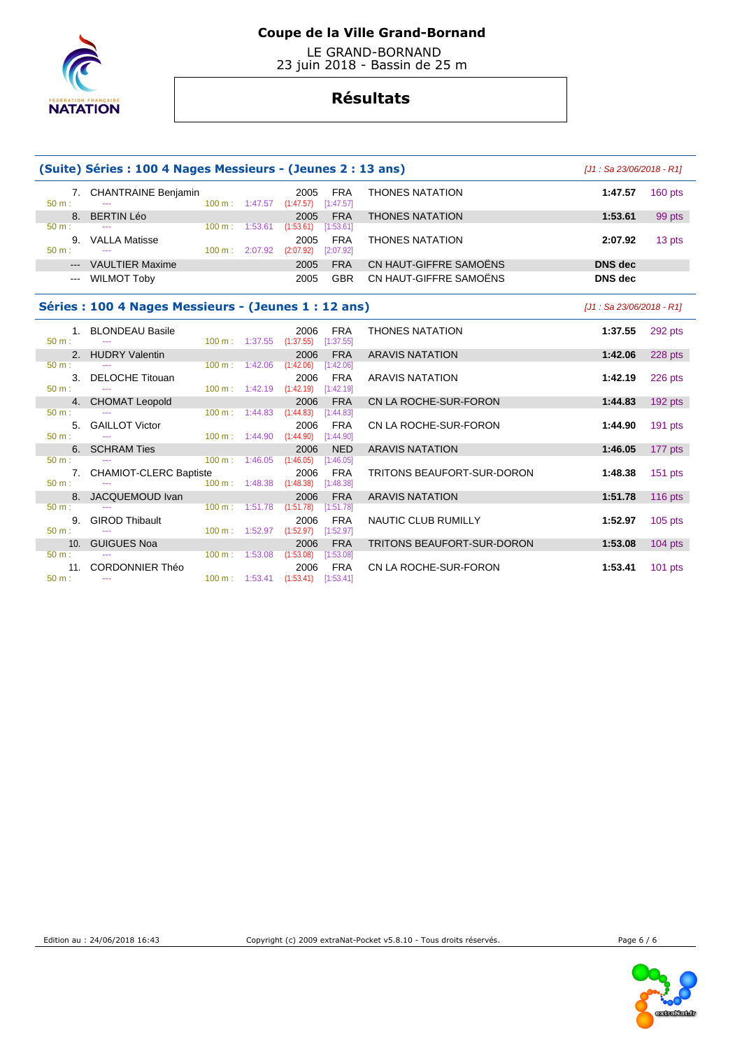# Coupe de la Ville Grand-Bornand

LE GRAND-BORNAND
23 juin 2018 - Bassin de 25 m

## Résultats

### (Suite) Séries : 100 4 Nages Messieurs - (Jeunes 2 : 13 ans)

*[J1 : Sa 23/06/2018 - R1]*

| | | | | | | | |
|---|---|---|---|---|---|---|---|
| 7. | CHANTRAINE Benjamin | 2005 | FRA | THONES NATATION | **1:47.57** | 160 pts | 50 m : --- 100 m : 1:47.57 (1:47.57) [1:47.57] |
| 8. | BERTIN Léo | 2005 | FRA | THONES NATATION | **1:53.61** | 99 pts | 50 m : --- 100 m : 1:53.61 (1:53.61) [1:53.61] |
| 9. | VALLA Matisse | 2005 | FRA | THONES NATATION | **2:07.92** | 13 pts | 50 m : --- 100 m : 2:07.92 (2:07.92) [2:07.92] |
| --- | VAULTIER Maxime | 2005 | FRA | CN HAUT-GIFFRE SAMOËNS | **DNS dec** | | |
| --- | WILMOT Toby | 2005 | GBR | CN HAUT-GIFFRE SAMOËNS | **DNS dec** | | |

### Séries : 100 4 Nages Messieurs - (Jeunes 1 : 12 ans)

*[J1 : Sa 23/06/2018 - R1]*

| | | | | | | | |
|---|---|---|---|---|---|---|---|
| 1. | BLONDEAU Basile | 2006 | FRA | THONES NATATION | **1:37.55** | 292 pts | 50 m : --- 100 m : 1:37.55 (1:37.55) [1:37.55] |
| 2. | HUDRY Valentin | 2006 | FRA | ARAVIS NATATION | **1:42.06** | 228 pts | 50 m : --- 100 m : 1:42.06 (1:42.06) [1:42.06] |
| 3. | DELOCHE Titouan | 2006 | FRA | ARAVIS NATATION | **1:42.19** | 226 pts | 50 m : --- 100 m : 1:42.19 (1:42.19) [1:42.19] |
| 4. | CHOMAT Leopold | 2006 | FRA | CN LA ROCHE-SUR-FORON | **1:44.83** | 192 pts | 50 m : --- 100 m : 1:44.83 (1:44.83) [1:44.83] |
| 5. | GAILLOT Victor | 2006 | FRA | CN LA ROCHE-SUR-FORON | **1:44.90** | 191 pts | 50 m : --- 100 m : 1:44.90 (1:44.90) [1:44.90] |
| 6. | SCHRAM Ties | 2006 | NED | ARAVIS NATATION | **1:46.05** | 177 pts | 50 m : --- 100 m : 1:46.05 (1:46.05) [1:46.05] |
| 7. | CHAMIOT-CLERC Baptiste | 2006 | FRA | TRITONS BEAUFORT-SUR-DORON | **1:48.38** | 151 pts | 50 m : --- 100 m : 1:48.38 (1:48.38) [1:48.38] |
| 8. | JACQUEMOUD Ivan | 2006 | FRA | ARAVIS NATATION | **1:51.78** | 116 pts | 50 m : --- 100 m : 1:51.78 (1:51.78) [1:51.78] |
| 9. | GIROD Thibault | 2006 | FRA | NAUTIC CLUB RUMILLY | **1:52.97** | 105 pts | 50 m : --- 100 m : 1:52.97 (1:52.97) [1:52.97] |
| 10. | GUIGUES Noa | 2006 | FRA | TRITONS BEAUFORT-SUR-DORON | **1:53.08** | 104 pts | 50 m : --- 100 m : 1:53.08 (1:53.08) [1:53.08] |
| 11. | CORDONNIER Théo | 2006 | FRA | CN LA ROCHE-SUR-FORON | **1:53.41** | 101 pts | 50 m : --- 100 m : 1:53.41 (1:53.41) [1:53.41] |

Edition au : 24/06/2018 16:43 — Copyright (c) 2009 extraNat-Pocket v5.8.10 - Tous droits réservés.